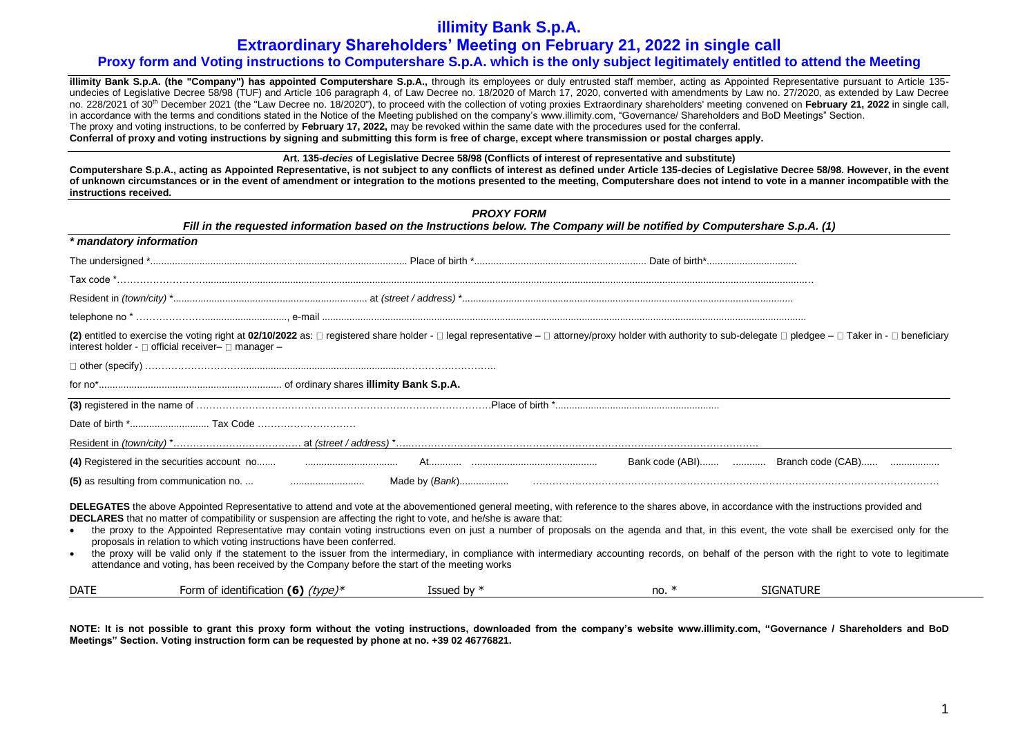# illimity Bank S.p.A.

## Extraordinary Shareholders' Meeting on February 21, 2022 in single call

### Proxy form and Voting instructions to Computershare S.p.A. which is the only subject legitimately entitled to attend the Meeting

**illimity Bank S.p.A. (the "Company") has appointed Computershare S.p.A.,** through its employees or duly entrusted staff member, acting as Appointed Representative pursuant to Article 135-undecies of Legislative Decree 58/98 (TUF) and Article 106 paragraph 4, of Law Decree no. 18/2020 of March 17, 2020, converted with amendments by Law no. 27/2020, as extended by Law Decree no. 228/2021 of 30th December 2021 (the "Law Decree no. 18/2020"), to proceed with the collection of voting proxies Extraordinary shareholders' meeting convened on **February 21, 2022** in single call, in accordance with the terms and conditions stated in the Notice of the Meeting published on the company's www.illimity.com, "Governance/ Shareholders and BoD Meetings" Section.
The proxy and voting instructions, to be conferred by **February 17, 2022,** may be revoked within the same date with the procedures used for the conferral.
**Conferral of proxy and voting instructions by signing and submitting this form is free of charge, except where transmission or postal charges apply.**

**Art. 135-*decies* of Legislative Decree 58/98 (Conflicts of interest of representative and substitute)**

**Computershare S.p.A., acting as Appointed Representative, is not subject to any conflicts of interest as defined under Article 135-decies of Legislative Decree 58/98. However, in the event of unknown circumstances or in the event of amendment or integration to the motions presented to the meeting, Computershare does not intend to vote in a manner incompatible with the instructions received.**

***PROXY FORM***

***Fill in the requested information based on the Instructions below. The Company will be notified by Computershare S.p.A. (1)***

***\* mandatory information***

The undersigned \*.............................................................................................. Place of birth \*.............................................................. Date of birth\*.................................

Tax code \*……………………...........................................................................................................................................................................................................................

Resident in *(town/city)* \*....................................................................... at *(street / address)* \*.......................................................................................................................

telephone no \* …………………............................., e-mail ..........................................................................................................................................................................

**(2)** entitled to exercise the voting right at **02/10/2022** as: □ registered share holder - □ legal representative – □ attorney/proxy holder with authority to sub-delegate □ pledgee – □ Taker in - □ beneficiary interest holder - □ official receiver– □ manager –

□ other (specify) ……………………….........................................................………………………..

for no\*................................................................... of ordinary shares **illimity Bank S.p.A.**

**(3)** registered in the name of ………………………………………………………………………………Place of birth \*..........................................................

Date of birth \*............................ Tax Code …………………………

Resident in *(town/city)* \*………………………………… at *(street / address)* \*…..……………………………………………………………………………………………….

**(4)** Registered in the securities account no....... ................................. At........... ............................................ Bank code (ABI)....... ........... Branch code (CAB)...... .................

**(5)** as resulting from communication no. ... .......................... Made by (*Bank*).................. ………………………………………………………………………………………………………

**DELEGATES** the above Appointed Representative to attend and vote at the abovementioned general meeting, with reference to the shares above, in accordance with the instructions provided and **DECLARES** that no matter of compatibility or suspension are affecting the right to vote, and he/she is aware that:

- the proxy to the Appointed Representative may contain voting instructions even on just a number of proposals on the agenda and that, in this event, the vote shall be exercised only for the proposals in relation to which voting instructions have been conferred.
- the proxy will be valid only if the statement to the issuer from the intermediary, in compliance with intermediary accounting records, on behalf of the person with the right to vote to legitimate attendance and voting, has been received by the Company before the start of the meeting works

| DATE | Form of identification **(6)** *(type)\** | Issued by \* | no. \* | SIGNATURE |
|---|---|---|---|---|

**NOTE: It is not possible to grant this proxy form without the voting instructions, downloaded from the company's website www.illimity.com, "Governance / Shareholders and BoD Meetings" Section. Voting instruction form can be requested by phone at no. +39 02 46776821.**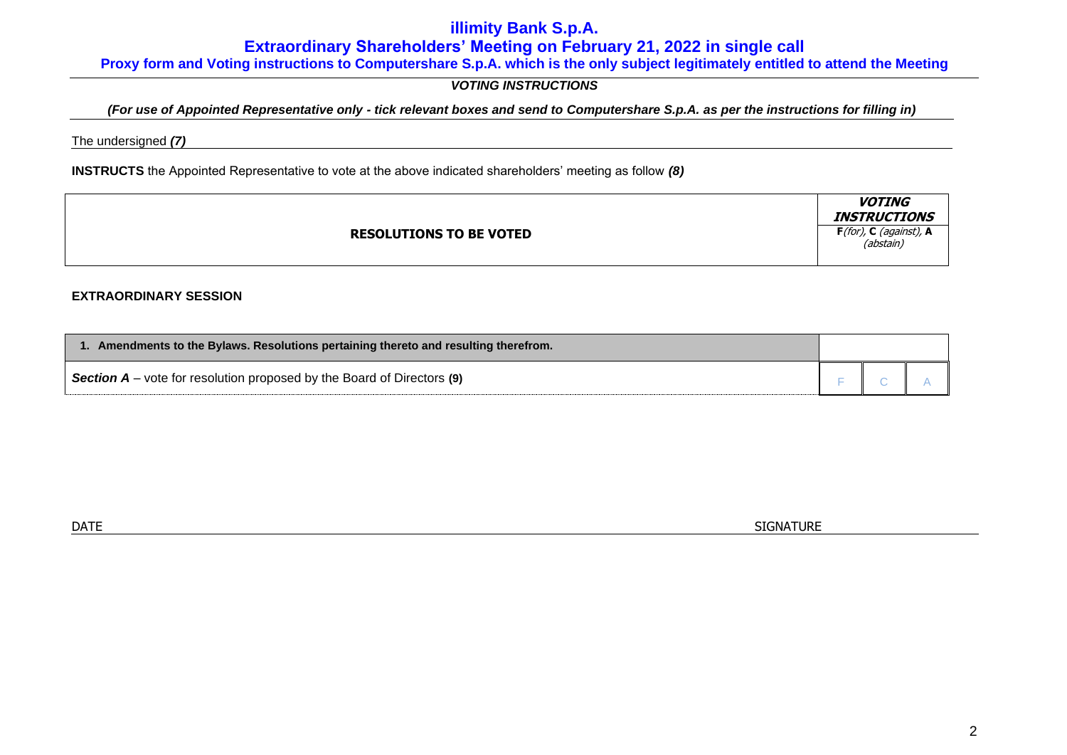# illimity Bank S.p.A.

## Extraordinary Shareholders' Meeting on February 21, 2022 in single call

### Proxy form and Voting instructions to Computershare S.p.A. which is the only subject legitimately entitled to attend the Meeting

***VOTING INSTRUCTIONS***

***(For use of Appointed Representative only - tick relevant boxes and send to Computershare S.p.A. as per the instructions for filling in)***

The undersigned ***(7)***

**INSTRUCTS** the Appointed Representative to vote at the above indicated shareholders' meeting as follow ***(8)***

| RESOLUTIONS TO BE VOTED | ***VOTING INSTRUCTIONS*** **F**(*for*), **C** (*against*), **A** (*abstain*) | | |
|---|---|---|---|

**EXTRAORDINARY SESSION**

| **1. Amendments to the Bylaws. Resolutions pertaining thereto and resulting therefrom.** | | | |
|---|---|---|---|
| ***Section A*** – vote for resolution proposed by the Board of Directors **(9)** | F | C | A |

DATE

SIGNATURE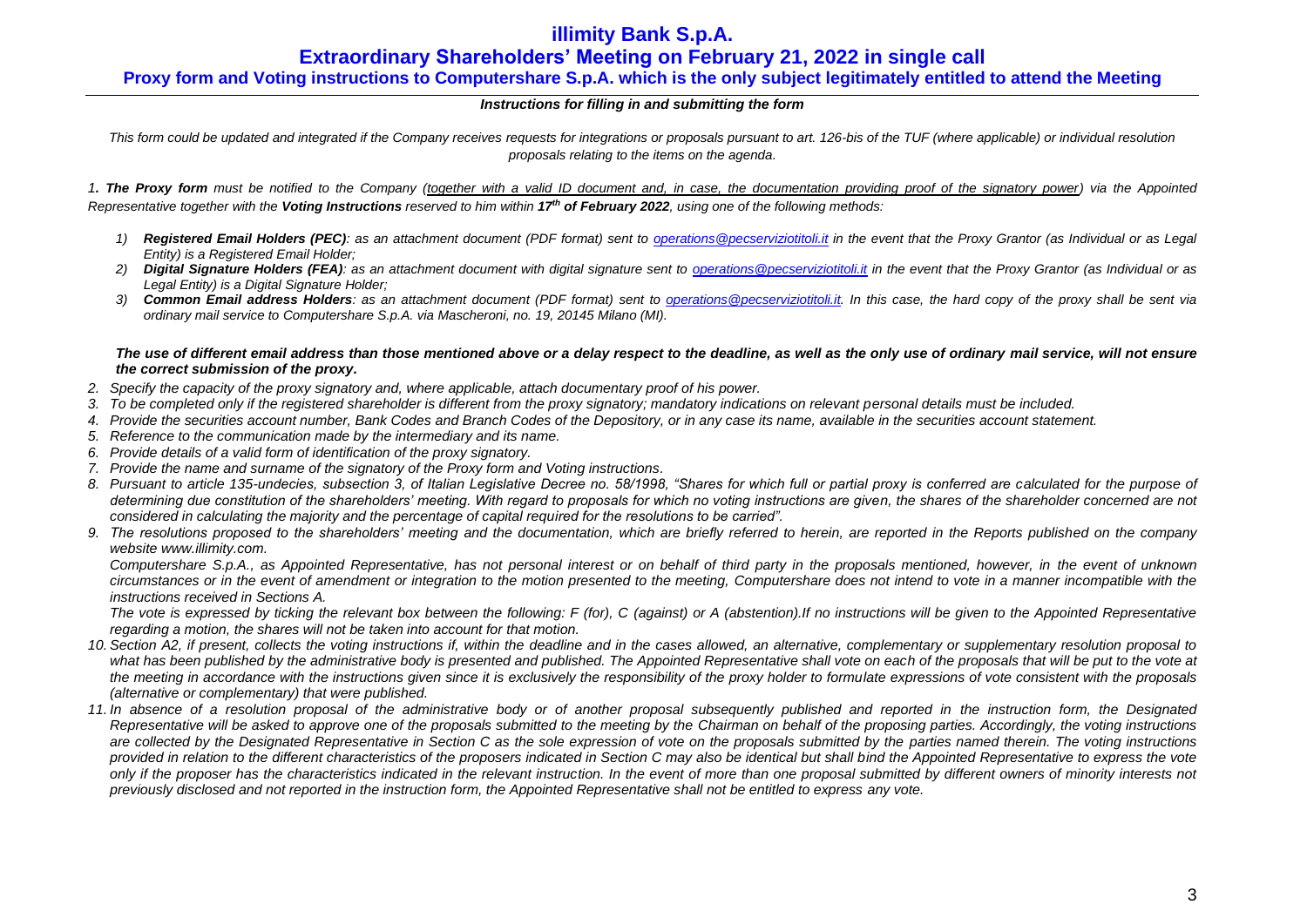# illimity Bank S.p.A.

## Extraordinary Shareholders' Meeting on February 21, 2022 in single call

### Proxy form and Voting instructions to Computershare S.p.A. which is the only subject legitimately entitled to attend the Meeting

***Instructions for filling in and submitting the form***

*This form could be updated and integrated if the Company receives requests for integrations or proposals pursuant to art. 126-bis of the TUF (where applicable) or individual resolution proposals relating to the items on the agenda.*

*1. **The Proxy form** must be notified to the Company (together with a valid ID document and, in case, the documentation providing proof of the signatory power) via the Appointed Representative together with the **Voting Instructions** reserved to him within **17th of February 2022**, using one of the following methods:*

1) ***Registered Email Holders (PEC)**: as an attachment document (PDF format) sent to operations@pecserviziotitoli.it in the event that the Proxy Grantor (as Individual or as Legal Entity) is a Registered Email Holder;*
2) ***Digital Signature Holders (FEA)**: as an attachment document with digital signature sent to operations@pecserviziotitoli.it in the event that the Proxy Grantor (as Individual or as Legal Entity) is a Digital Signature Holder;*
3) ***Common Email address Holders**: as an attachment document (PDF format) sent to operations@pecserviziotitoli.it. In this case, the hard copy of the proxy shall be sent via ordinary mail service to Computershare S.p.A. via Mascheroni, no. 19, 20145 Milano (MI).*

***The use of different email address than those mentioned above or a delay respect to the deadline, as well as the only use of ordinary mail service, will not ensure the correct submission of the proxy.***

2. *Specify the capacity of the proxy signatory and, where applicable, attach documentary proof of his power.*
3. *To be completed only if the registered shareholder is different from the proxy signatory; mandatory indications on relevant personal details must be included.*
4. *Provide the securities account number, Bank Codes and Branch Codes of the Depository, or in any case its name, available in the securities account statement.*
5. *Reference to the communication made by the intermediary and its name.*
6. *Provide details of a valid form of identification of the proxy signatory.*
7. *Provide the name and surname of the signatory of the Proxy form and Voting instructions.*
8. *Pursuant to article 135-undecies, subsection 3, of Italian Legislative Decree no. 58/1998, "Shares for which full or partial proxy is conferred are calculated for the purpose of determining due constitution of the shareholders' meeting. With regard to proposals for which no voting instructions are given, the shares of the shareholder concerned are not considered in calculating the majority and the percentage of capital required for the resolutions to be carried".*
9. *The resolutions proposed to the shareholders' meeting and the documentation, which are briefly referred to herein, are reported in the Reports published on the company website www.illimity.com.*

   *Computershare S.p.A., as Appointed Representative, has not personal interest or on behalf of third party in the proposals mentioned, however, in the event of unknown circumstances or in the event of amendment or integration to the motion presented to the meeting, Computershare does not intend to vote in a manner incompatible with the instructions received in Sections A.*

   *The vote is expressed by ticking the relevant box between the following: F (for), C (against) or A (abstention).If no instructions will be given to the Appointed Representative regarding a motion, the shares will not be taken into account for that motion.*
10. *Section A2, if present, collects the voting instructions if, within the deadline and in the cases allowed, an alternative, complementary or supplementary resolution proposal to what has been published by the administrative body is presented and published. The Appointed Representative shall vote on each of the proposals that will be put to the vote at the meeting in accordance with the instructions given since it is exclusively the responsibility of the proxy holder to formulate expressions of vote consistent with the proposals (alternative or complementary) that were published.*
11. *In absence of a resolution proposal of the administrative body or of another proposal subsequently published and reported in the instruction form, the Designated Representative will be asked to approve one of the proposals submitted to the meeting by the Chairman on behalf of the proposing parties. Accordingly, the voting instructions are collected by the Designated Representative in Section C as the sole expression of vote on the proposals submitted by the parties named therein. The voting instructions provided in relation to the different characteristics of the proposers indicated in Section C may also be identical but shall bind the Appointed Representative to express the vote only if the proposer has the characteristics indicated in the relevant instruction. In the event of more than one proposal submitted by different owners of minority interests not previously disclosed and not reported in the instruction form, the Appointed Representative shall not be entitled to express any vote.*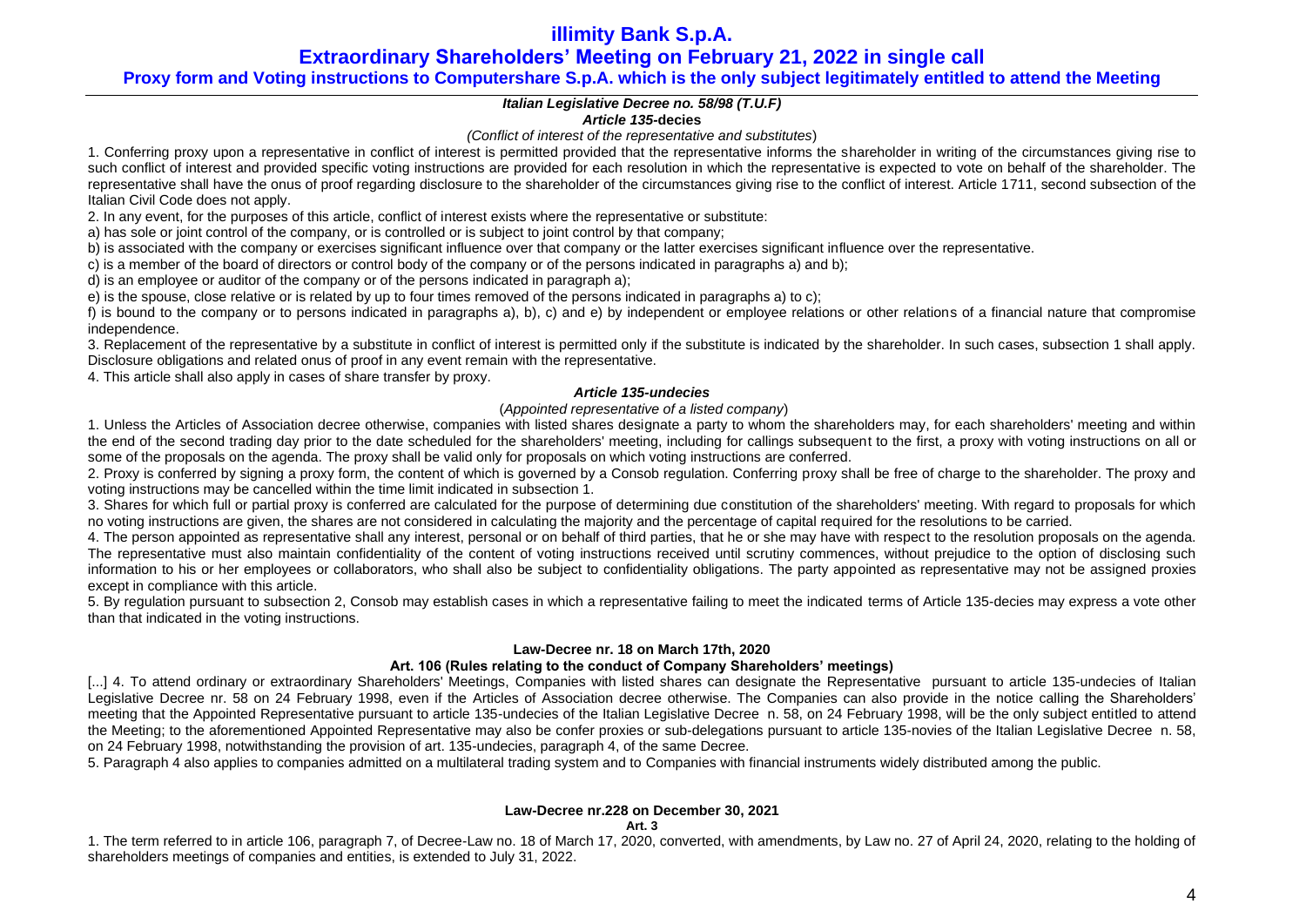# illimity Bank S.p.A.

## Extraordinary Shareholders' Meeting on February 21, 2022 in single call

### Proxy form and Voting instructions to Computershare S.p.A. which is the only subject legitimately entitled to attend the Meeting

***Italian Legislative Decree no. 58/98 (T.U.F)***

***Article 135*-decies**

*(Conflict of interest of the representative and substitutes*)

1. Conferring proxy upon a representative in conflict of interest is permitted provided that the representative informs the shareholder in writing of the circumstances giving rise to such conflict of interest and provided specific voting instructions are provided for each resolution in which the representative is expected to vote on behalf of the shareholder. The representative shall have the onus of proof regarding disclosure to the shareholder of the circumstances giving rise to the conflict of interest. Article 1711, second subsection of the Italian Civil Code does not apply.

2. In any event, for the purposes of this article, conflict of interest exists where the representative or substitute:

a) has sole or joint control of the company, or is controlled or is subject to joint control by that company;

b) is associated with the company or exercises significant influence over that company or the latter exercises significant influence over the representative.

c) is a member of the board of directors or control body of the company or of the persons indicated in paragraphs a) and b);

d) is an employee or auditor of the company or of the persons indicated in paragraph a);

e) is the spouse, close relative or is related by up to four times removed of the persons indicated in paragraphs a) to c);

f) is bound to the company or to persons indicated in paragraphs a), b), c) and e) by independent or employee relations or other relations of a financial nature that compromise independence.

3. Replacement of the representative by a substitute in conflict of interest is permitted only if the substitute is indicated by the shareholder. In such cases, subsection 1 shall apply. Disclosure obligations and related onus of proof in any event remain with the representative.

4. This article shall also apply in cases of share transfer by proxy.

***Article 135-undecies***

(*Appointed representative of a listed company*)

1. Unless the Articles of Association decree otherwise, companies with listed shares designate a party to whom the shareholders may, for each shareholders' meeting and within the end of the second trading day prior to the date scheduled for the shareholders' meeting, including for callings subsequent to the first, a proxy with voting instructions on all or some of the proposals on the agenda. The proxy shall be valid only for proposals on which voting instructions are conferred.

2. Proxy is conferred by signing a proxy form, the content of which is governed by a Consob regulation. Conferring proxy shall be free of charge to the shareholder. The proxy and voting instructions may be cancelled within the time limit indicated in subsection 1.

3. Shares for which full or partial proxy is conferred are calculated for the purpose of determining due constitution of the shareholders' meeting. With regard to proposals for which no voting instructions are given, the shares are not considered in calculating the majority and the percentage of capital required for the resolutions to be carried.

4. The person appointed as representative shall any interest, personal or on behalf of third parties, that he or she may have with respect to the resolution proposals on the agenda. The representative must also maintain confidentiality of the content of voting instructions received until scrutiny commences, without prejudice to the option of disclosing such information to his or her employees or collaborators, who shall also be subject to confidentiality obligations. The party appointed as representative may not be assigned proxies except in compliance with this article.

5. By regulation pursuant to subsection 2, Consob may establish cases in which a representative failing to meet the indicated terms of Article 135-decies may express a vote other than that indicated in the voting instructions.

**Law-Decree nr. 18 on March 17th, 2020**

**Art. 106 (Rules relating to the conduct of Company Shareholders' meetings)**

[...] 4. To attend ordinary or extraordinary Shareholders' Meetings, Companies with listed shares can designate the Representative pursuant to article 135-undecies of Italian Legislative Decree nr. 58 on 24 February 1998, even if the Articles of Association decree otherwise. The Companies can also provide in the notice calling the Shareholders' meeting that the Appointed Representative pursuant to article 135-undecies of the Italian Legislative Decree n. 58, on 24 February 1998, will be the only subject entitled to attend the Meeting; to the aforementioned Appointed Representative may also be confer proxies or sub-delegations pursuant to article 135-novies of the Italian Legislative Decree n. 58, on 24 February 1998, notwithstanding the provision of art. 135-undecies, paragraph 4, of the same Decree.

5. Paragraph 4 also applies to companies admitted on a multilateral trading system and to Companies with financial instruments widely distributed among the public.

**Law-Decree nr.228 on December 30, 2021**

**Art. 3**

1. The term referred to in article 106, paragraph 7, of Decree-Law no. 18 of March 17, 2020, converted, with amendments, by Law no. 27 of April 24, 2020, relating to the holding of shareholders meetings of companies and entities, is extended to July 31, 2022.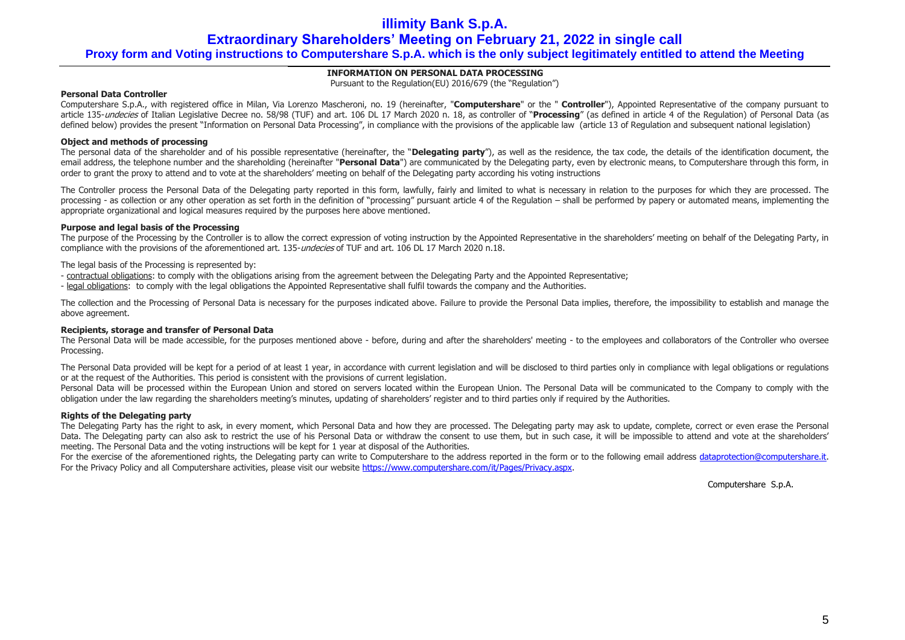# illimity Bank S.p.A.

## Extraordinary Shareholders' Meeting on February 21, 2022 in single call

### Proxy form and Voting instructions to Computershare S.p.A. which is the only subject legitimately entitled to attend the Meeting

**INFORMATION ON PERSONAL DATA PROCESSING**

Pursuant to the Regulation(EU) 2016/679 (the "Regulation")

**Personal Data Controller**

Computershare S.p.A., with registered office in Milan, Via Lorenzo Mascheroni, no. 19 (hereinafter, "**Computershare**" or the " **Controller**"), Appointed Representative of the company pursuant to article 135-*undecies* of Italian Legislative Decree no. 58/98 (TUF) and art. 106 DL 17 March 2020 n. 18, as controller of "**Processing**" (as defined in article 4 of the Regulation) of Personal Data (as defined below) provides the present "Information on Personal Data Processing", in compliance with the provisions of the applicable law (article 13 of Regulation and subsequent national legislation)

**Object and methods of processing**

The personal data of the shareholder and of his possible representative (hereinafter, the "**Delegating party**"), as well as the residence, the tax code, the details of the identification document, the email address, the telephone number and the shareholding (hereinafter "**Personal Data**") are communicated by the Delegating party, even by electronic means, to Computershare through this form, in order to grant the proxy to attend and to vote at the shareholders' meeting on behalf of the Delegating party according his voting instructions

The Controller process the Personal Data of the Delegating party reported in this form, lawfully, fairly and limited to what is necessary in relation to the purposes for which they are processed. The processing - as collection or any other operation as set forth in the definition of "processing" pursuant article 4 of the Regulation – shall be performed by papery or automated means, implementing the appropriate organizational and logical measures required by the purposes here above mentioned.

**Purpose and legal basis of the Processing**

The purpose of the Processing by the Controller is to allow the correct expression of voting instruction by the Appointed Representative in the shareholders' meeting on behalf of the Delegating Party, in compliance with the provisions of the aforementioned art. 135-*undecies* of TUF and art. 106 DL 17 March 2020 n.18.

The legal basis of the Processing is represented by:

- contractual obligations: to comply with the obligations arising from the agreement between the Delegating Party and the Appointed Representative;
- legal obligations: to comply with the legal obligations the Appointed Representative shall fulfil towards the company and the Authorities.

The collection and the Processing of Personal Data is necessary for the purposes indicated above. Failure to provide the Personal Data implies, therefore, the impossibility to establish and manage the above agreement.

**Recipients, storage and transfer of Personal Data**

The Personal Data will be made accessible, for the purposes mentioned above - before, during and after the shareholders' meeting - to the employees and collaborators of the Controller who oversee Processing.

The Personal Data provided will be kept for a period of at least 1 year, in accordance with current legislation and will be disclosed to third parties only in compliance with legal obligations or regulations or at the request of the Authorities. This period is consistent with the provisions of current legislation.

Personal Data will be processed within the European Union and stored on servers located within the European Union. The Personal Data will be communicated to the Company to comply with the obligation under the law regarding the shareholders meeting's minutes, updating of shareholders' register and to third parties only if required by the Authorities.

**Rights of the Delegating party**

The Delegating Party has the right to ask, in every moment, which Personal Data and how they are processed. The Delegating party may ask to update, complete, correct or even erase the Personal Data. The Delegating party can also ask to restrict the use of his Personal Data or withdraw the consent to use them, but in such case, it will be impossible to attend and vote at the shareholders' meeting. The Personal Data and the voting instructions will be kept for 1 year at disposal of the Authorities.

For the exercise of the aforementioned rights, the Delegating party can write to Computershare to the address reported in the form or to the following email address dataprotection@computershare.it.
For the Privacy Policy and all Computershare activities, please visit our website https://www.computershare.com/it/Pages/Privacy.aspx.

Computershare S.p.A.